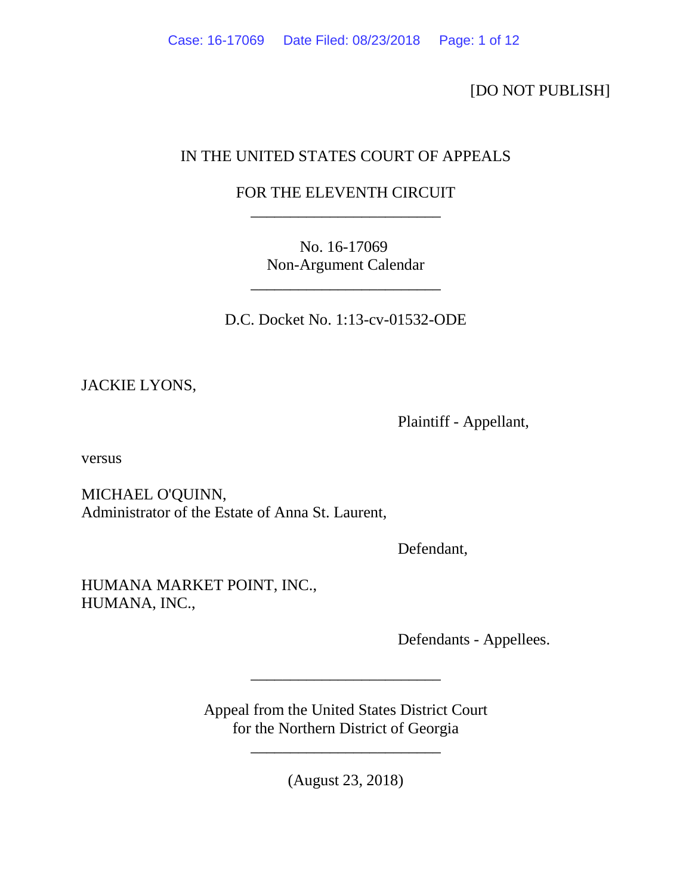[DO NOT PUBLISH]

IN THE UNITED STATES COURT OF APPEALS

FOR THE ELEVENTH CIRCUIT

________________________

No. 16-17069
Non-Argument Calendar

________________________

D.C. Docket No. 1:13-cv-01532-ODE

JACKIE LYONS,

Plaintiff - Appellant,

versus

MICHAEL O'QUINN,
Administrator of the Estate of Anna St. Laurent,

Defendant,

HUMANA MARKET POINT, INC.,
HUMANA, INC.,

Defendants - Appellees.

________________________

Appeal from the United States District Court
for the Northern District of Georgia

________________________

(August 23, 2018)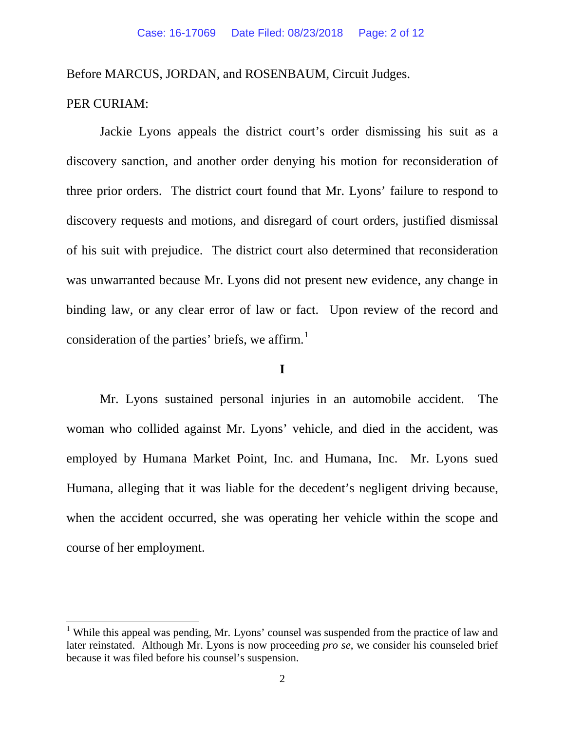Before MARCUS, JORDAN, and ROSENBAUM, Circuit Judges.

PER CURIAM:

Jackie Lyons appeals the district court's order dismissing his suit as a discovery sanction, and another order denying his motion for reconsideration of three prior orders. The district court found that Mr. Lyons' failure to respond to discovery requests and motions, and disregard of court orders, justified dismissal of his suit with prejudice. The district court also determined that reconsideration was unwarranted because Mr. Lyons did not present new evidence, any change in binding law, or any clear error of law or fact. Upon review of the record and consideration of the parties' briefs, we affirm.[1]

**I**

Mr. Lyons sustained personal injuries in an automobile accident. The woman who collided against Mr. Lyons' vehicle, and died in the accident, was employed by Humana Market Point, Inc. and Humana, Inc. Mr. Lyons sued Humana, alleging that it was liable for the decedent's negligent driving because, when the accident occurred, she was operating her vehicle within the scope and course of her employment.

---

[1] While this appeal was pending, Mr. Lyons' counsel was suspended from the practice of law and later reinstated. Although Mr. Lyons is now proceeding *pro se*, we consider his counseled brief because it was filed before his counsel's suspension.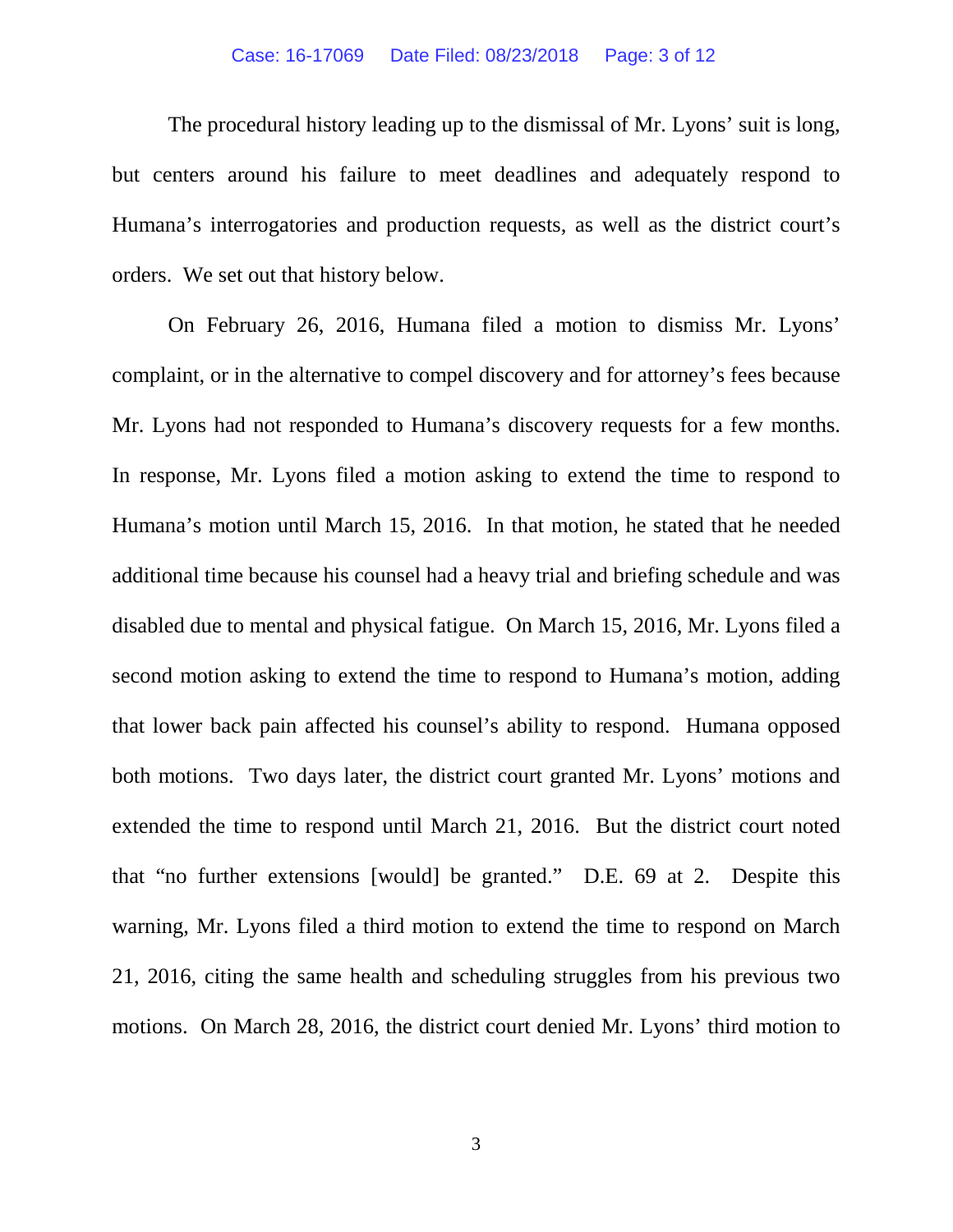The procedural history leading up to the dismissal of Mr. Lyons' suit is long, but centers around his failure to meet deadlines and adequately respond to Humana's interrogatories and production requests, as well as the district court's orders. We set out that history below.

On February 26, 2016, Humana filed a motion to dismiss Mr. Lyons' complaint, or in the alternative to compel discovery and for attorney's fees because Mr. Lyons had not responded to Humana's discovery requests for a few months. In response, Mr. Lyons filed a motion asking to extend the time to respond to Humana's motion until March 15, 2016. In that motion, he stated that he needed additional time because his counsel had a heavy trial and briefing schedule and was disabled due to mental and physical fatigue. On March 15, 2016, Mr. Lyons filed a second motion asking to extend the time to respond to Humana's motion, adding that lower back pain affected his counsel's ability to respond. Humana opposed both motions. Two days later, the district court granted Mr. Lyons' motions and extended the time to respond until March 21, 2016. But the district court noted that "no further extensions [would] be granted." D.E. 69 at 2. Despite this warning, Mr. Lyons filed a third motion to extend the time to respond on March 21, 2016, citing the same health and scheduling struggles from his previous two motions. On March 28, 2016, the district court denied Mr. Lyons' third motion to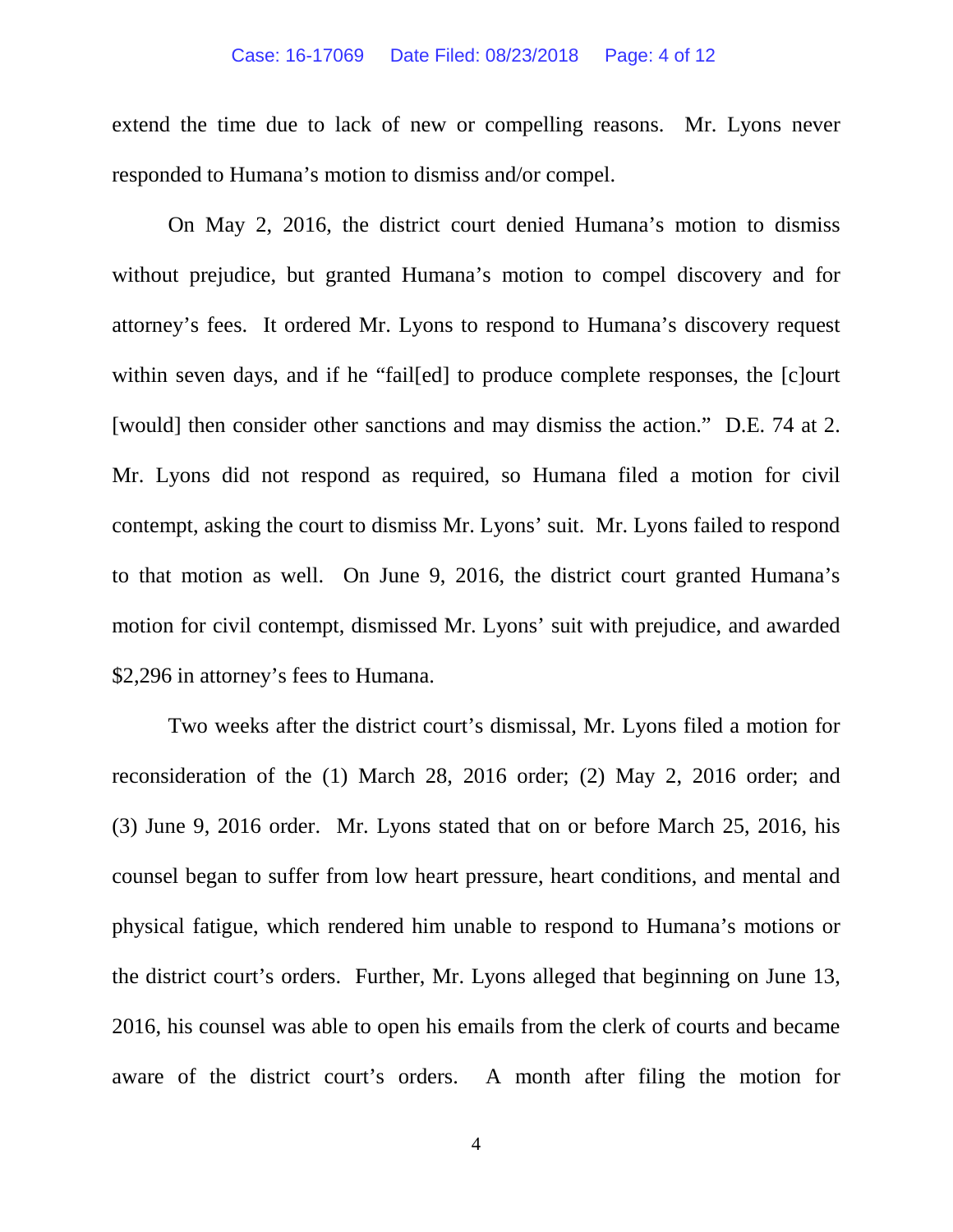extend the time due to lack of new or compelling reasons. Mr. Lyons never responded to Humana's motion to dismiss and/or compel.

On May 2, 2016, the district court denied Humana's motion to dismiss without prejudice, but granted Humana's motion to compel discovery and for attorney's fees. It ordered Mr. Lyons to respond to Humana's discovery request within seven days, and if he "fail[ed] to produce complete responses, the [c]ourt [would] then consider other sanctions and may dismiss the action." D.E. 74 at 2. Mr. Lyons did not respond as required, so Humana filed a motion for civil contempt, asking the court to dismiss Mr. Lyons' suit. Mr. Lyons failed to respond to that motion as well. On June 9, 2016, the district court granted Humana's motion for civil contempt, dismissed Mr. Lyons' suit with prejudice, and awarded $2,296 in attorney's fees to Humana.

Two weeks after the district court's dismissal, Mr. Lyons filed a motion for reconsideration of the (1) March 28, 2016 order; (2) May 2, 2016 order; and (3) June 9, 2016 order. Mr. Lyons stated that on or before March 25, 2016, his counsel began to suffer from low heart pressure, heart conditions, and mental and physical fatigue, which rendered him unable to respond to Humana's motions or the district court's orders. Further, Mr. Lyons alleged that beginning on June 13, 2016, his counsel was able to open his emails from the clerk of courts and became aware of the district court's orders. A month after filing the motion for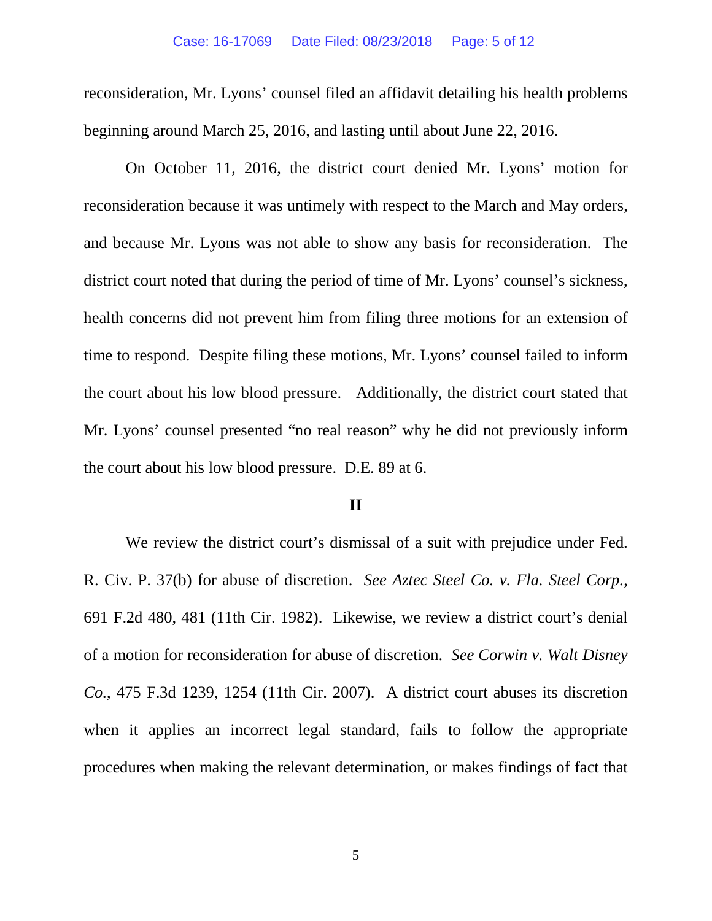reconsideration, Mr. Lyons' counsel filed an affidavit detailing his health problems beginning around March 25, 2016, and lasting until about June 22, 2016.

On October 11, 2016, the district court denied Mr. Lyons' motion for reconsideration because it was untimely with respect to the March and May orders, and because Mr. Lyons was not able to show any basis for reconsideration. The district court noted that during the period of time of Mr. Lyons' counsel's sickness, health concerns did not prevent him from filing three motions for an extension of time to respond. Despite filing these motions, Mr. Lyons' counsel failed to inform the court about his low blood pressure. Additionally, the district court stated that Mr. Lyons' counsel presented "no real reason" why he did not previously inform the court about his low blood pressure. D.E. 89 at 6.

## II

We review the district court's dismissal of a suit with prejudice under Fed. R. Civ. P. 37(b) for abuse of discretion. *See Aztec Steel Co. v. Fla. Steel Corp.*, 691 F.2d 480, 481 (11th Cir. 1982). Likewise, we review a district court's denial of a motion for reconsideration for abuse of discretion. *See Corwin v. Walt Disney Co.*, 475 F.3d 1239, 1254 (11th Cir. 2007). A district court abuses its discretion when it applies an incorrect legal standard, fails to follow the appropriate procedures when making the relevant determination, or makes findings of fact that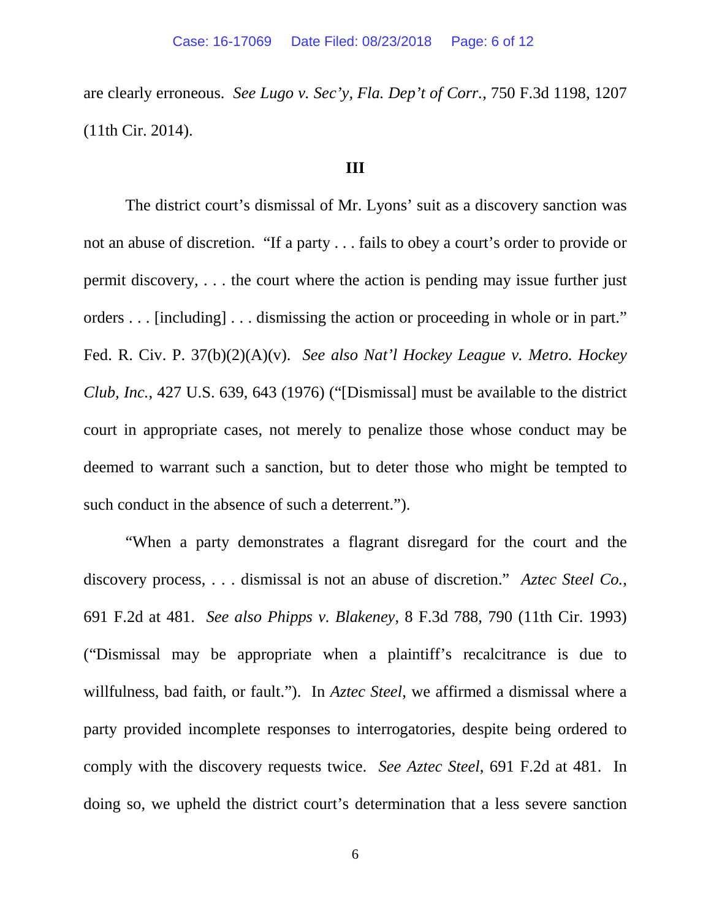are clearly erroneous. *See Lugo v. Sec'y, Fla. Dep't of Corr.*, 750 F.3d 1198, 1207 (11th Cir. 2014).

## III

The district court's dismissal of Mr. Lyons' suit as a discovery sanction was not an abuse of discretion. "If a party . . . fails to obey a court's order to provide or permit discovery, . . . the court where the action is pending may issue further just orders . . . [including] . . . dismissing the action or proceeding in whole or in part." Fed. R. Civ. P. 37(b)(2)(A)(v). *See also Nat'l Hockey League v. Metro. Hockey Club, Inc.*, 427 U.S. 639, 643 (1976) ("[Dismissal] must be available to the district court in appropriate cases, not merely to penalize those whose conduct may be deemed to warrant such a sanction, but to deter those who might be tempted to such conduct in the absence of such a deterrent.").

"When a party demonstrates a flagrant disregard for the court and the discovery process, . . . dismissal is not an abuse of discretion." *Aztec Steel Co.*, 691 F.2d at 481. *See also Phipps v. Blakeney*, 8 F.3d 788, 790 (11th Cir. 1993) ("Dismissal may be appropriate when a plaintiff's recalcitrance is due to willfulness, bad faith, or fault."). In *Aztec Steel*, we affirmed a dismissal where a party provided incomplete responses to interrogatories, despite being ordered to comply with the discovery requests twice. *See Aztec Steel*, 691 F.2d at 481. In doing so, we upheld the district court's determination that a less severe sanction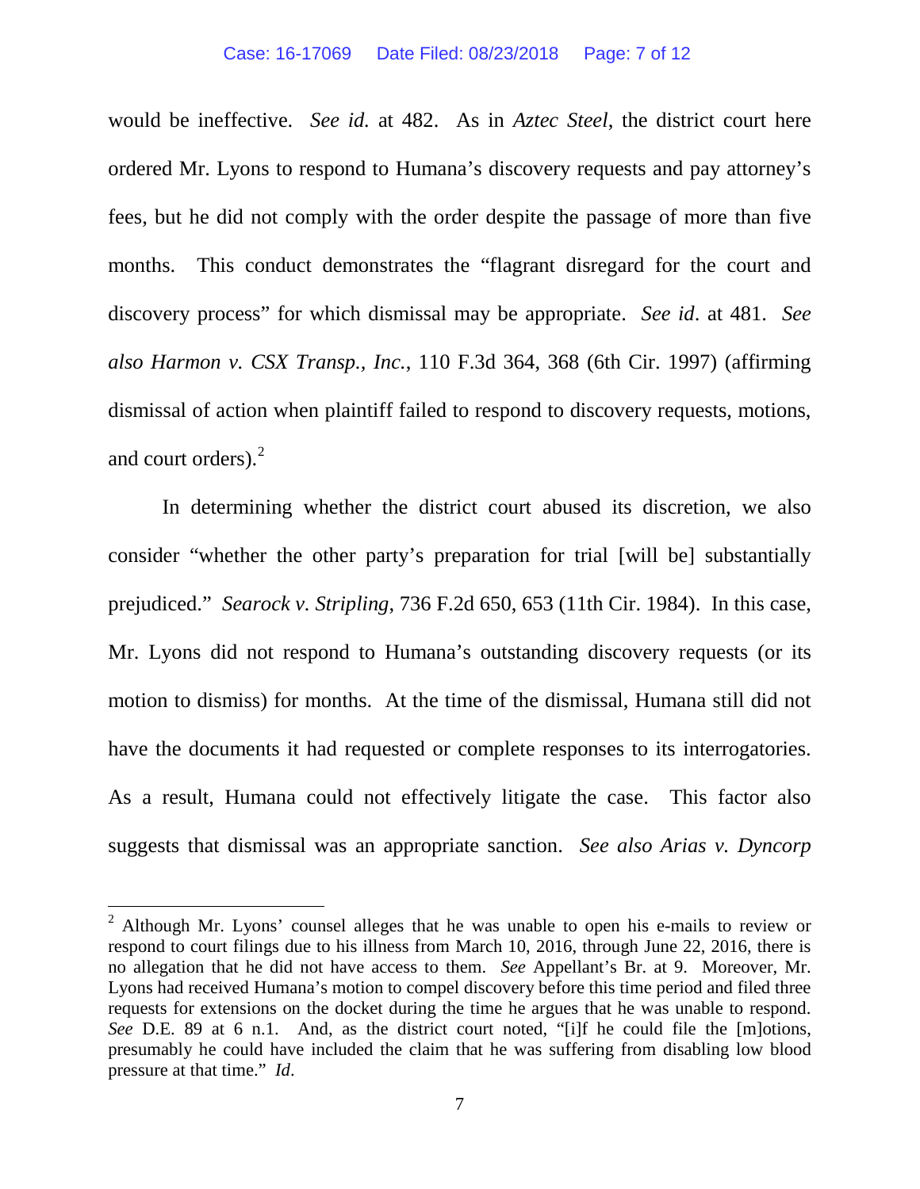would be ineffective. *See id.* at 482. As in *Aztec Steel*, the district court here ordered Mr. Lyons to respond to Humana's discovery requests and pay attorney's fees, but he did not comply with the order despite the passage of more than five months. This conduct demonstrates the "flagrant disregard for the court and discovery process" for which dismissal may be appropriate. *See id*. at 481. *See also Harmon v. CSX Transp., Inc.*, 110 F.3d 364, 368 (6th Cir. 1997) (affirming dismissal of action when plaintiff failed to respond to discovery requests, motions, and court orders).[2]

In determining whether the district court abused its discretion, we also consider "whether the other party's preparation for trial [will be] substantially prejudiced." *Searock v. Stripling*, 736 F.2d 650, 653 (11th Cir. 1984). In this case, Mr. Lyons did not respond to Humana's outstanding discovery requests (or its motion to dismiss) for months. At the time of the dismissal, Humana still did not have the documents it had requested or complete responses to its interrogatories. As a result, Humana could not effectively litigate the case. This factor also suggests that dismissal was an appropriate sanction. *See also Arias v. Dyncorp*

---

[2] Although Mr. Lyons' counsel alleges that he was unable to open his e-mails to review or respond to court filings due to his illness from March 10, 2016, through June 22, 2016, there is no allegation that he did not have access to them. *See* Appellant's Br. at 9. Moreover, Mr. Lyons had received Humana's motion to compel discovery before this time period and filed three requests for extensions on the docket during the time he argues that he was unable to respond. *See* D.E. 89 at 6 n.1. And, as the district court noted, "[i]f he could file the [m]otions, presumably he could have included the claim that he was suffering from disabling low blood pressure at that time." *Id.*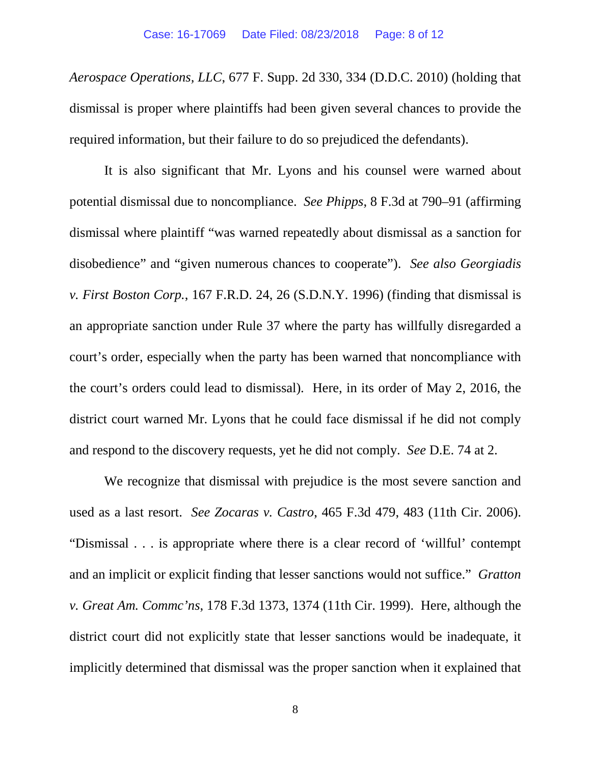*Aerospace Operations, LLC*, 677 F. Supp. 2d 330, 334 (D.D.C. 2010) (holding that dismissal is proper where plaintiffs had been given several chances to provide the required information, but their failure to do so prejudiced the defendants).

It is also significant that Mr. Lyons and his counsel were warned about potential dismissal due to noncompliance. *See Phipps*, 8 F.3d at 790–91 (affirming dismissal where plaintiff "was warned repeatedly about dismissal as a sanction for disobedience" and "given numerous chances to cooperate"). *See also Georgiadis v. First Boston Corp.*, 167 F.R.D. 24, 26 (S.D.N.Y. 1996) (finding that dismissal is an appropriate sanction under Rule 37 where the party has willfully disregarded a court's order, especially when the party has been warned that noncompliance with the court's orders could lead to dismissal). Here, in its order of May 2, 2016, the district court warned Mr. Lyons that he could face dismissal if he did not comply and respond to the discovery requests, yet he did not comply. *See* D.E. 74 at 2.

We recognize that dismissal with prejudice is the most severe sanction and used as a last resort. *See Zocaras v. Castro*, 465 F.3d 479, 483 (11th Cir. 2006). "Dismissal . . . is appropriate where there is a clear record of 'willful' contempt and an implicit or explicit finding that lesser sanctions would not suffice." *Gratton v. Great Am. Commc'ns*, 178 F.3d 1373, 1374 (11th Cir. 1999). Here, although the district court did not explicitly state that lesser sanctions would be inadequate, it implicitly determined that dismissal was the proper sanction when it explained that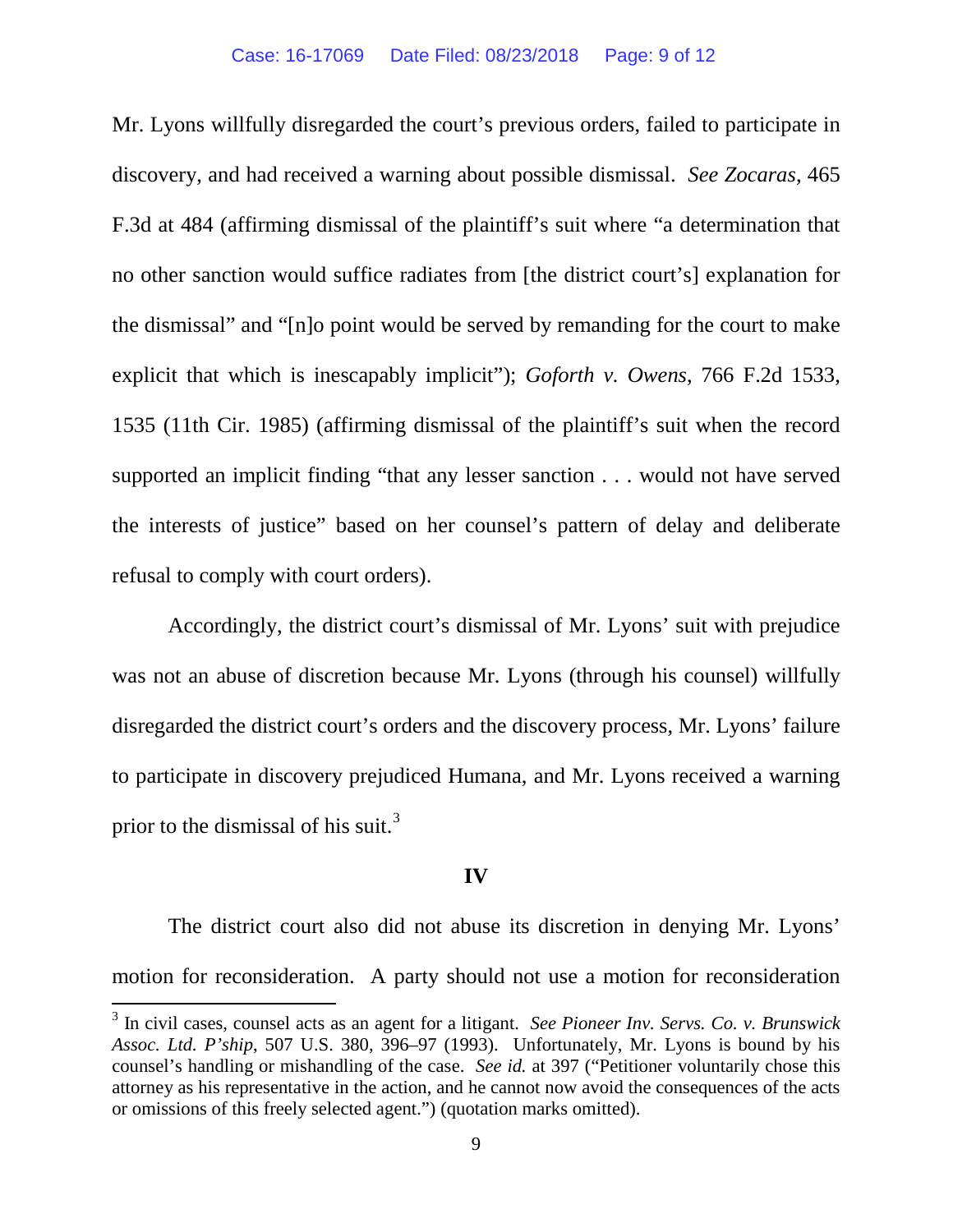Mr. Lyons willfully disregarded the court's previous orders, failed to participate in discovery, and had received a warning about possible dismissal. *See Zocaras*, 465 F.3d at 484 (affirming dismissal of the plaintiff's suit where "a determination that no other sanction would suffice radiates from [the district court's] explanation for the dismissal" and "[n]o point would be served by remanding for the court to make explicit that which is inescapably implicit"); *Goforth v. Owens*, 766 F.2d 1533, 1535 (11th Cir. 1985) (affirming dismissal of the plaintiff's suit when the record supported an implicit finding "that any lesser sanction . . . would not have served the interests of justice" based on her counsel's pattern of delay and deliberate refusal to comply with court orders).

Accordingly, the district court's dismissal of Mr. Lyons' suit with prejudice was not an abuse of discretion because Mr. Lyons (through his counsel) willfully disregarded the district court's orders and the discovery process, Mr. Lyons' failure to participate in discovery prejudiced Humana, and Mr. Lyons received a warning prior to the dismissal of his suit.[3]

## IV

The district court also did not abuse its discretion in denying Mr. Lyons' motion for reconsideration. A party should not use a motion for reconsideration

---

[3] In civil cases, counsel acts as an agent for a litigant. *See Pioneer Inv. Servs. Co. v. Brunswick Assoc. Ltd. P'ship*, 507 U.S. 380, 396–97 (1993). Unfortunately, Mr. Lyons is bound by his counsel's handling or mishandling of the case. *See id.* at 397 ("Petitioner voluntarily chose this attorney as his representative in the action, and he cannot now avoid the consequences of the acts or omissions of this freely selected agent.") (quotation marks omitted).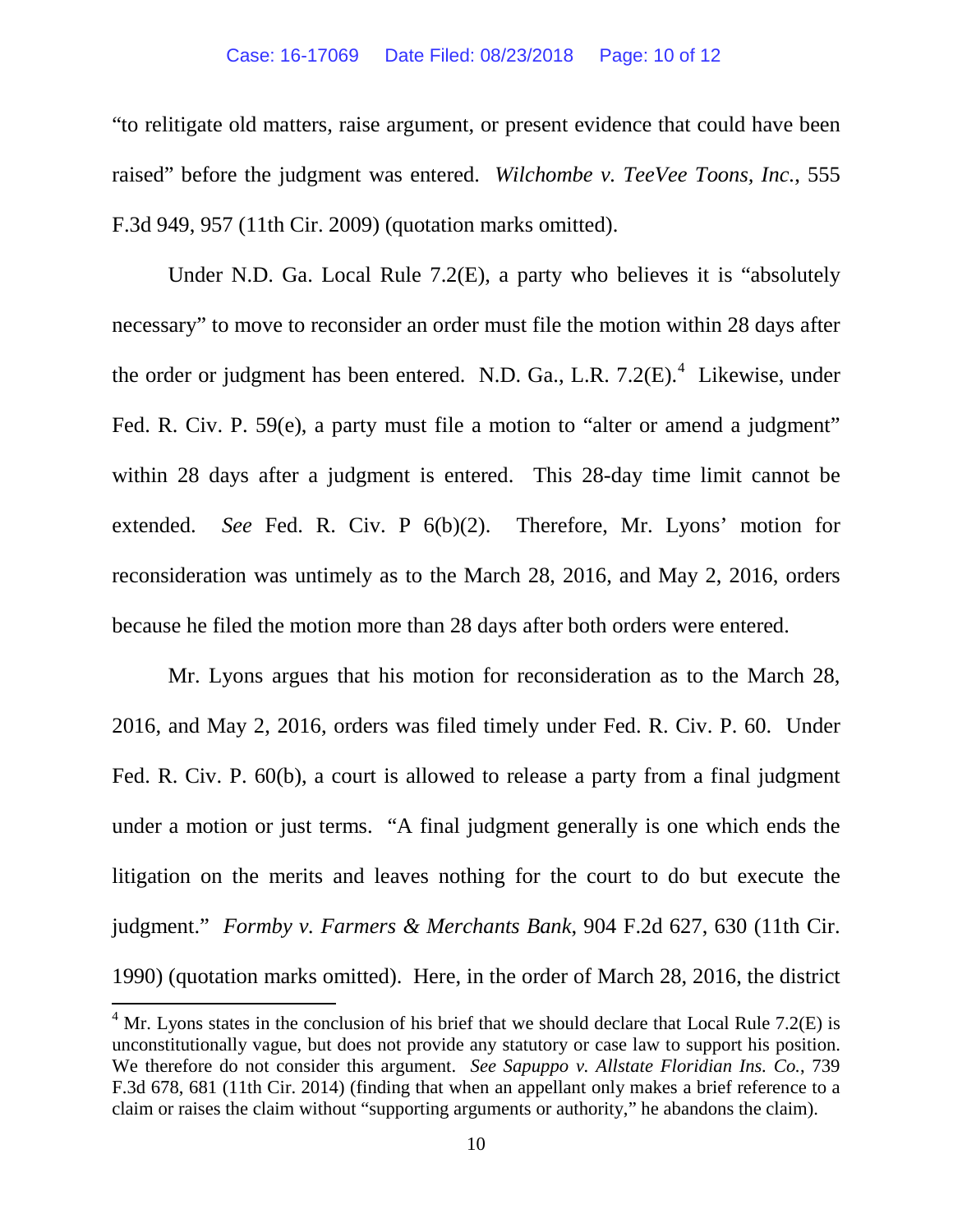"to relitigate old matters, raise argument, or present evidence that could have been raised" before the judgment was entered. *Wilchombe v. TeeVee Toons, Inc.*, 555 F.3d 949, 957 (11th Cir. 2009) (quotation marks omitted).

Under N.D. Ga. Local Rule 7.2(E), a party who believes it is "absolutely necessary" to move to reconsider an order must file the motion within 28 days after the order or judgment has been entered. N.D. Ga., L.R. 7.2(E).[4] Likewise, under Fed. R. Civ. P. 59(e), a party must file a motion to "alter or amend a judgment" within 28 days after a judgment is entered. This 28-day time limit cannot be extended. *See* Fed. R. Civ. P 6(b)(2). Therefore, Mr. Lyons' motion for reconsideration was untimely as to the March 28, 2016, and May 2, 2016, orders because he filed the motion more than 28 days after both orders were entered.

Mr. Lyons argues that his motion for reconsideration as to the March 28, 2016, and May 2, 2016, orders was filed timely under Fed. R. Civ. P. 60. Under Fed. R. Civ. P. 60(b), a court is allowed to release a party from a final judgment under a motion or just terms. "A final judgment generally is one which ends the litigation on the merits and leaves nothing for the court to do but execute the judgment." *Formby v. Farmers & Merchants Bank*, 904 F.2d 627, 630 (11th Cir. 1990) (quotation marks omitted). Here, in the order of March 28, 2016, the district

---

[4] Mr. Lyons states in the conclusion of his brief that we should declare that Local Rule 7.2(E) is unconstitutionally vague, but does not provide any statutory or case law to support his position. We therefore do not consider this argument. *See Sapuppo v. Allstate Floridian Ins. Co.*, 739 F.3d 678, 681 (11th Cir. 2014) (finding that when an appellant only makes a brief reference to a claim or raises the claim without "supporting arguments or authority," he abandons the claim).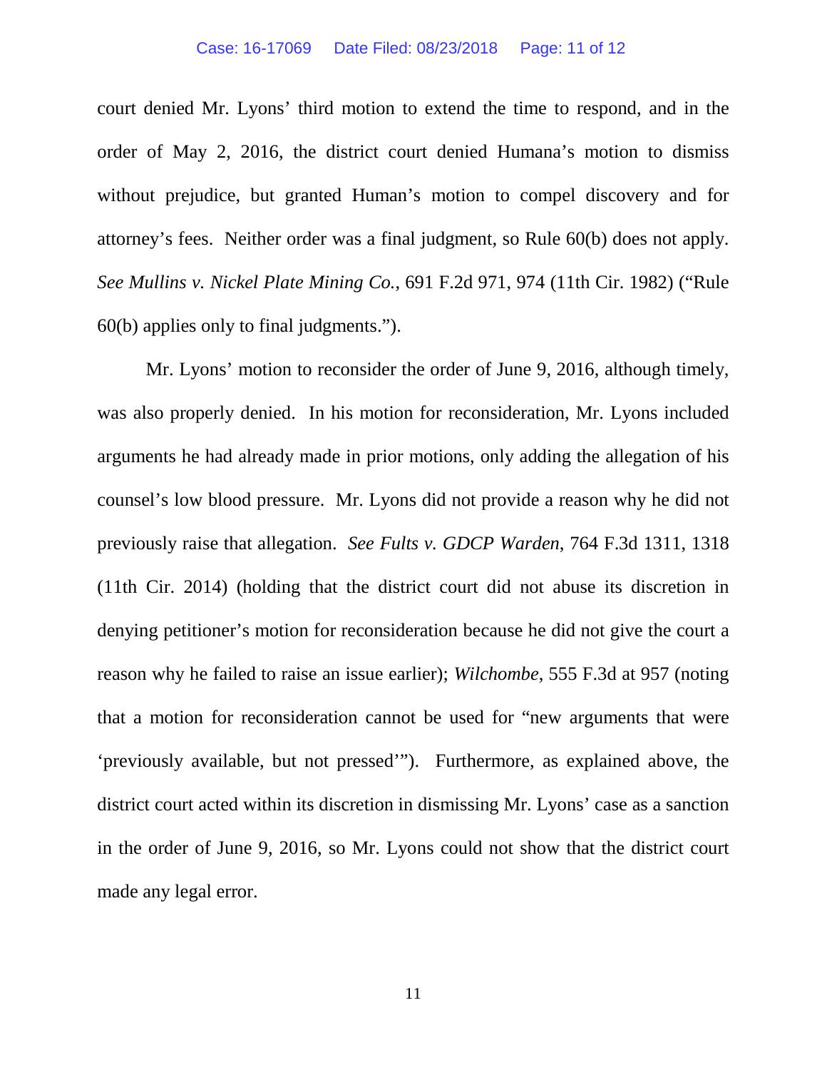court denied Mr. Lyons' third motion to extend the time to respond, and in the order of May 2, 2016, the district court denied Humana's motion to dismiss without prejudice, but granted Human's motion to compel discovery and for attorney's fees. Neither order was a final judgment, so Rule 60(b) does not apply. *See Mullins v. Nickel Plate Mining Co.*, 691 F.2d 971, 974 (11th Cir. 1982) ("Rule 60(b) applies only to final judgments.").

Mr. Lyons' motion to reconsider the order of June 9, 2016, although timely, was also properly denied. In his motion for reconsideration, Mr. Lyons included arguments he had already made in prior motions, only adding the allegation of his counsel's low blood pressure. Mr. Lyons did not provide a reason why he did not previously raise that allegation. *See Fults v. GDCP Warden*, 764 F.3d 1311, 1318 (11th Cir. 2014) (holding that the district court did not abuse its discretion in denying petitioner's motion for reconsideration because he did not give the court a reason why he failed to raise an issue earlier); *Wilchombe*, 555 F.3d at 957 (noting that a motion for reconsideration cannot be used for "new arguments that were 'previously available, but not pressed'"). Furthermore, as explained above, the district court acted within its discretion in dismissing Mr. Lyons' case as a sanction in the order of June 9, 2016, so Mr. Lyons could not show that the district court made any legal error.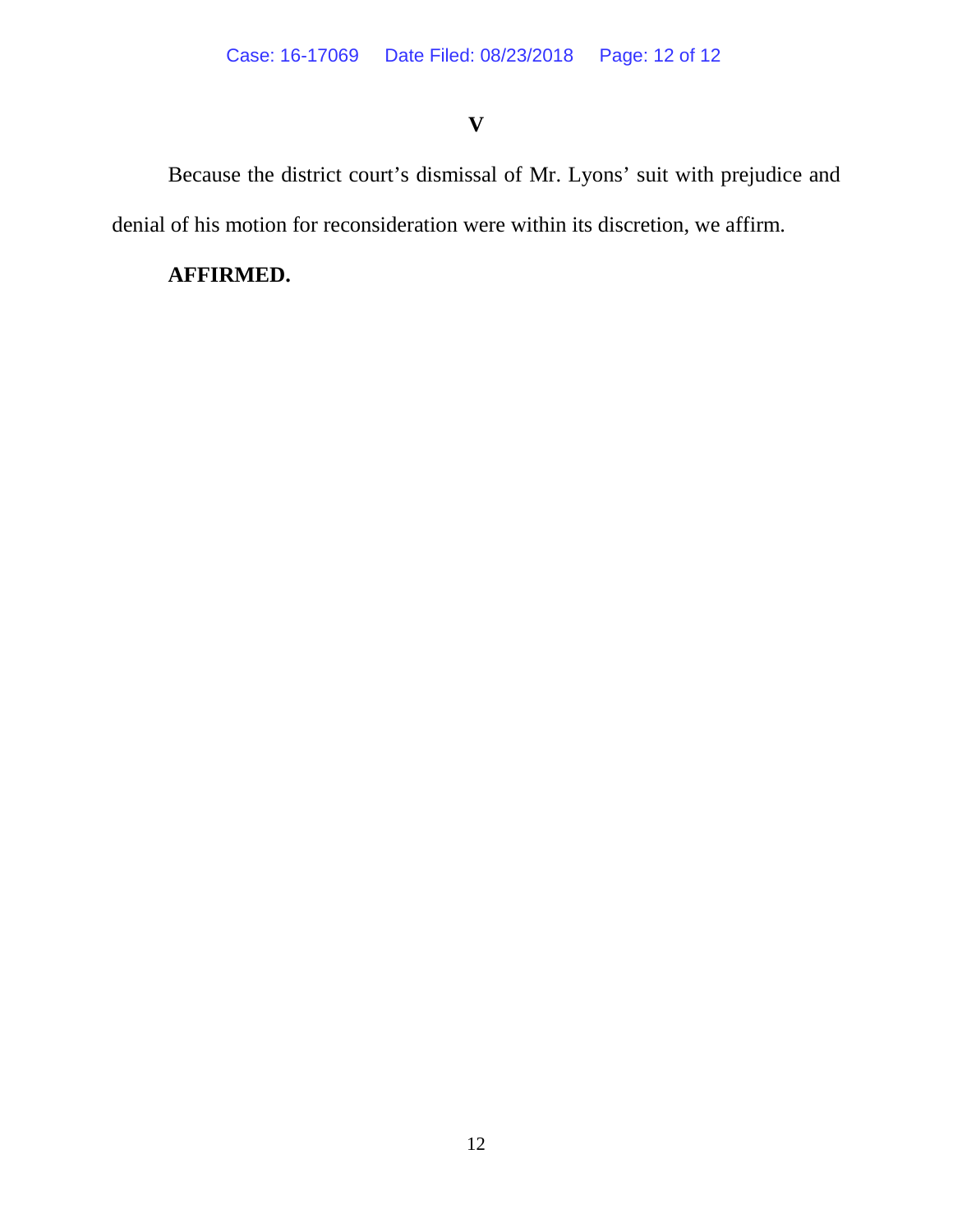## V

Because the district court's dismissal of Mr. Lyons' suit with prejudice and denial of his motion for reconsideration were within its discretion, we affirm.

**AFFIRMED.**